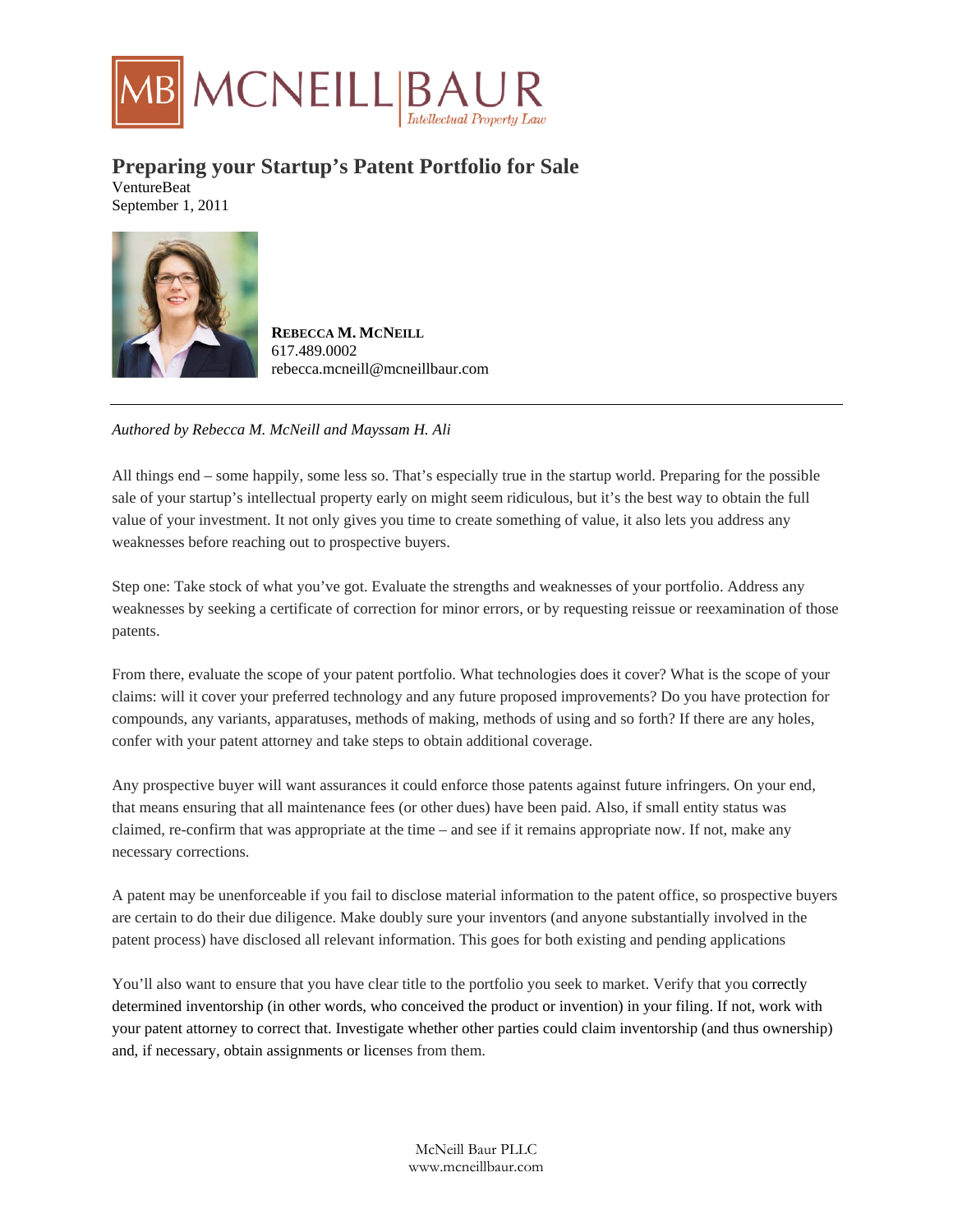# Preparing your Startup's Patent Portfolio for Sale

VentureBeat
September 1, 2011

**REBECCA M. MCNEILL**
617.489.0002
rebecca.mcneill@mcneillbaur.com

---

*Authored by Rebecca M. McNeill and Mayssam H. Ali*

All things end – some happily, some less so. That's especially true in the startup world. Preparing for the possible sale of your startup's intellectual property early on might seem ridiculous, but it's the best way to obtain the full value of your investment. It not only gives you time to create something of value, it also lets you address any weaknesses before reaching out to prospective buyers.

Step one: Take stock of what you've got. Evaluate the strengths and weaknesses of your portfolio. Address any weaknesses by seeking a certificate of correction for minor errors, or by requesting reissue or reexamination of those patents.

From there, evaluate the scope of your patent portfolio. What technologies does it cover? What is the scope of your claims: will it cover your preferred technology and any future proposed improvements? Do you have protection for compounds, any variants, apparatuses, methods of making, methods of using and so forth? If there are any holes, confer with your patent attorney and take steps to obtain additional coverage.

Any prospective buyer will want assurances it could enforce those patents against future infringers. On your end, that means ensuring that all maintenance fees (or other dues) have been paid. Also, if small entity status was claimed, re-confirm that was appropriate at the time – and see if it remains appropriate now. If not, make any necessary corrections.

A patent may be unenforceable if you fail to disclose material information to the patent office, so prospective buyers are certain to do their due diligence. Make doubly sure your inventors (and anyone substantially involved in the patent process) have disclosed all relevant information. This goes for both existing and pending applications

You'll also want to ensure that you have clear title to the portfolio you seek to market. Verify that you correctly determined inventorship (in other words, who conceived the product or invention) in your filing. If not, work with your patent attorney to correct that. Investigate whether other parties could claim inventorship (and thus ownership) and, if necessary, obtain assignments or licenses from them.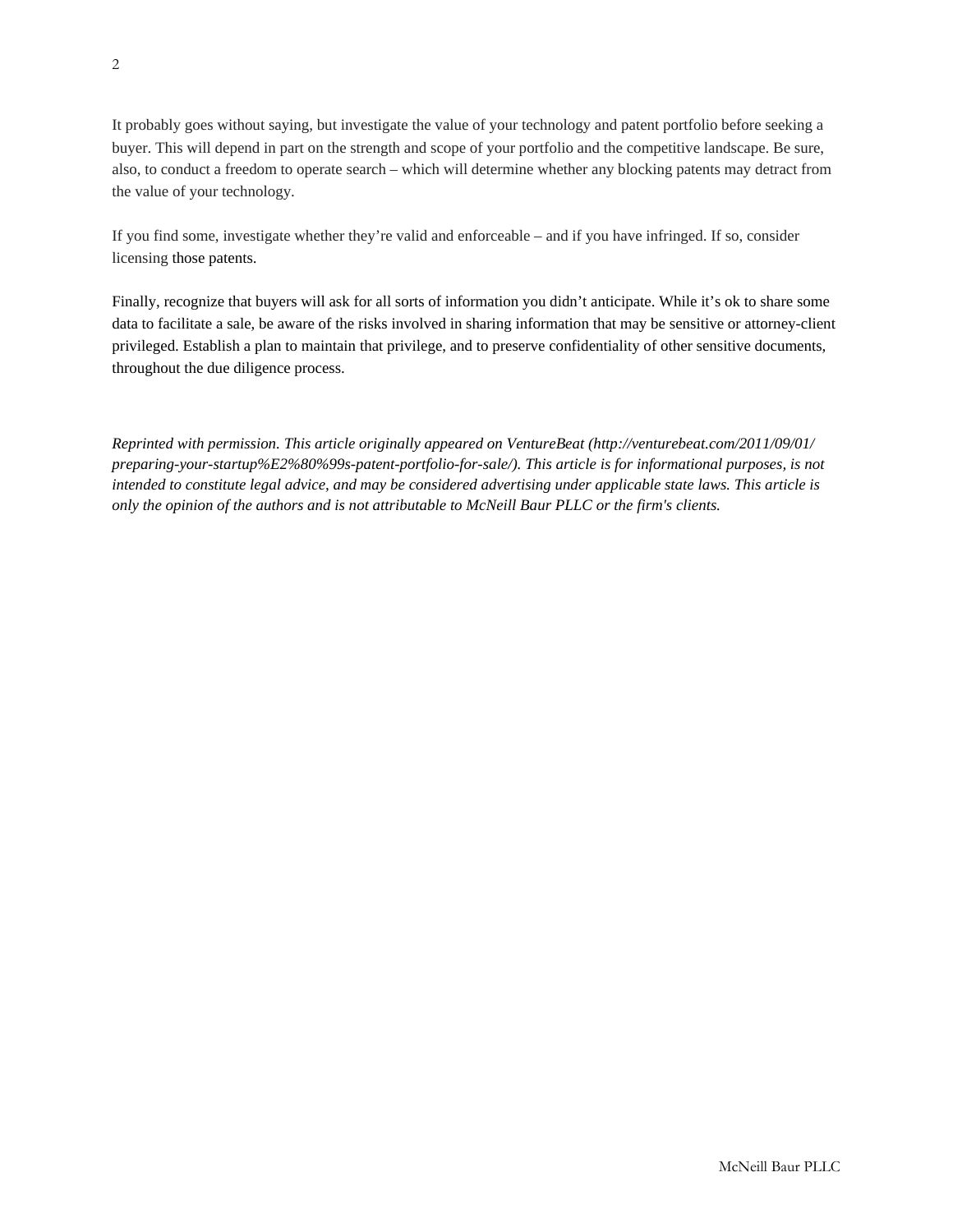It probably goes without saying, but investigate the value of your technology and patent portfolio before seeking a buyer. This will depend in part on the strength and scope of your portfolio and the competitive landscape. Be sure, also, to conduct a freedom to operate search – which will determine whether any blocking patents may detract from the value of your technology.

If you find some, investigate whether they're valid and enforceable – and if you have infringed. If so, consider licensing those patents.

Finally, recognize that buyers will ask for all sorts of information you didn't anticipate. While it's ok to share some data to facilitate a sale, be aware of the risks involved in sharing information that may be sensitive or attorney-client privileged. Establish a plan to maintain that privilege, and to preserve confidentiality of other sensitive documents, throughout the due diligence process.

*Reprinted with permission. This article originally appeared on VentureBeat (http://venturebeat.com/2011/09/01/preparing-your-startup%E2%80%99s-patent-portfolio-for-sale/). This article is for informational purposes, is not intended to constitute legal advice, and may be considered advertising under applicable state laws. This article is only the opinion of the authors and is not attributable to McNeill Baur PLLC or the firm's clients.*